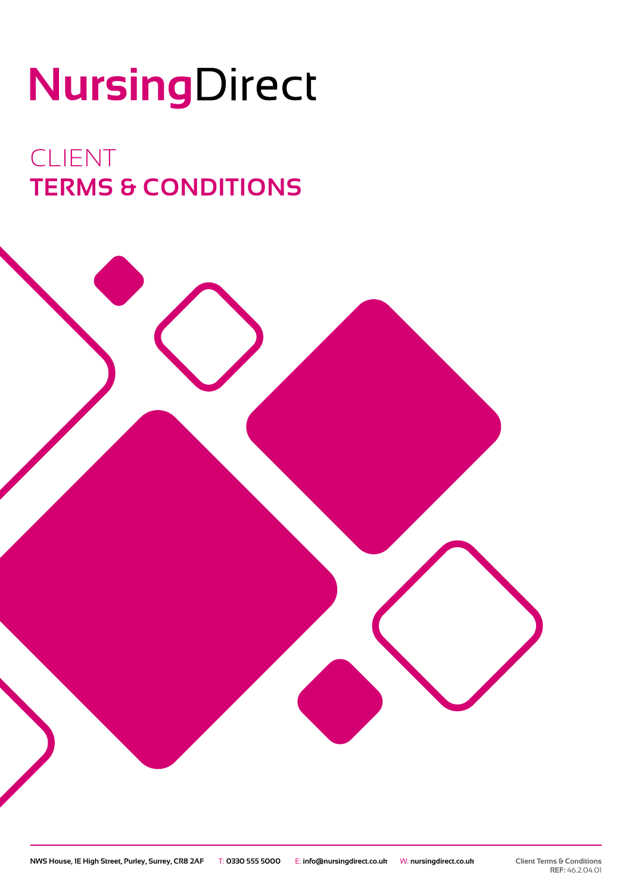# NursingDirect

## CLIENT
## TERMS & CONDITIONS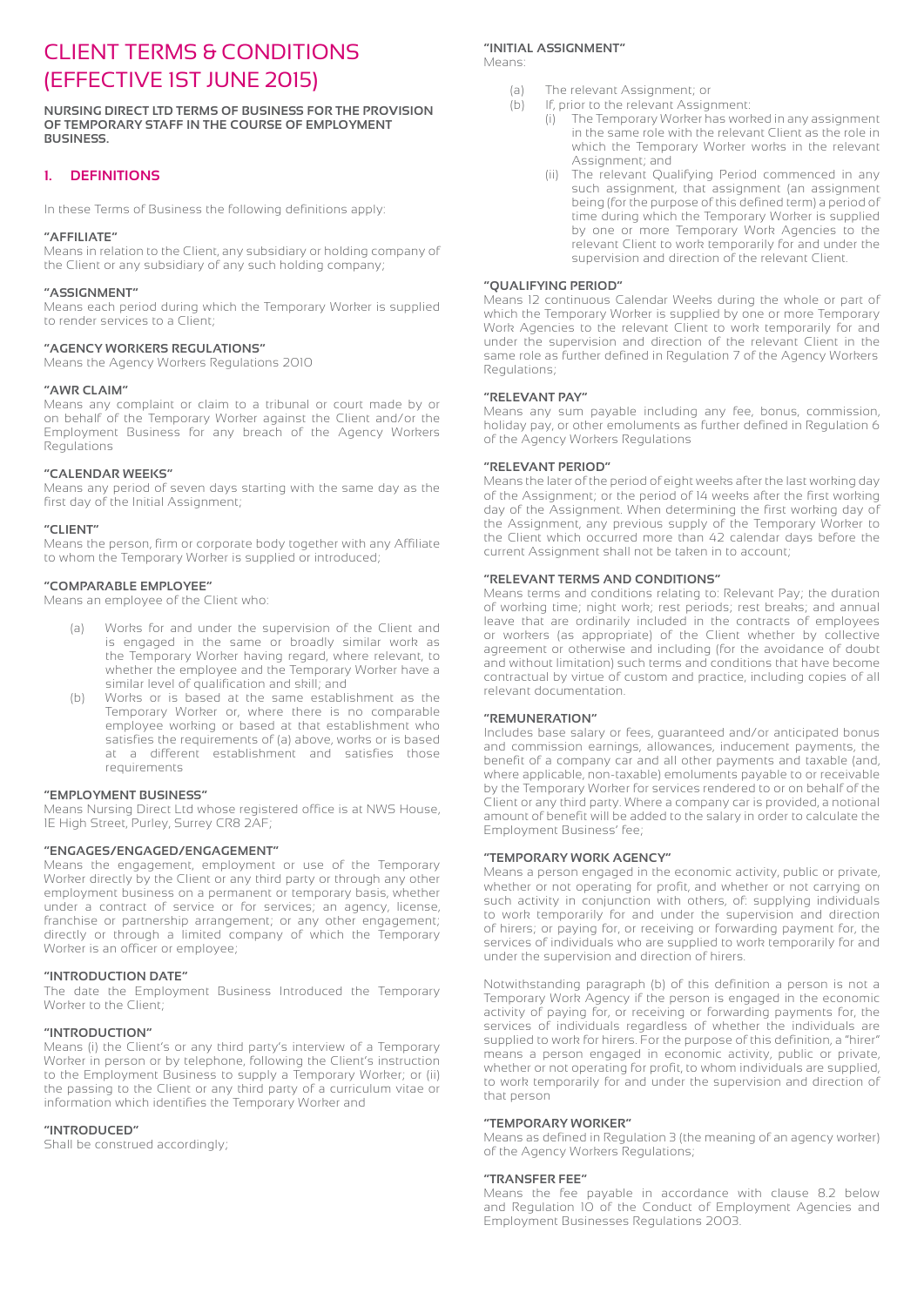# CLIENT TERMS & CONDITIONS (EFFECTIVE 1ST JUNE 2015)

**NURSING DIRECT LTD TERMS OF BUSINESS FOR THE PROVISION OF TEMPORARY STAFF IN THE COURSE OF EMPLOYMENT BUSINESS.**

## 1. DEFINITIONS

In these Terms of Business the following definitions apply:

**"AFFILIATE"**
Means in relation to the Client, any subsidiary or holding company of the Client or any subsidiary of any such holding company;

**"ASSIGNMENT"**
Means each period during which the Temporary Worker is supplied to render services to a Client;

**"AGENCY WORKERS REGULATIONS"**
Means the Agency Workers Regulations 2010

**"AWR CLAIM"**
Means any complaint or claim to a tribunal or court made by or on behalf of the Temporary Worker against the Client and/or the Employment Business for any breach of the Agency Workers Regulations

**"CALENDAR WEEKS"**
Means any period of seven days starting with the same day as the first day of the Initial Assignment;

**"CLIENT"**
Means the person, firm or corporate body together with any Affiliate to whom the Temporary Worker is supplied or introduced;

**"COMPARABLE EMPLOYEE"**
Means an employee of the Client who:

(a) Works for and under the supervision of the Client and is engaged in the same or broadly similar work as the Temporary Worker having regard, where relevant, to whether the employee and the Temporary Worker have a similar level of qualification and skill; and

(b) Works or is based at the same establishment as the Temporary Worker or, where there is no comparable employee working or based at that establishment who satisfies the requirements of (a) above, works or is based at a different establishment and satisfies those requirements

**"EMPLOYMENT BUSINESS"**
Means Nursing Direct Ltd whose registered office is at NWS House, 1E High Street, Purley, Surrey CR8 2AF;

**"ENGAGES/ENGAGED/ENGAGEMENT"**
Means the engagement, employment or use of the Temporary Worker directly by the Client or any third party or through any other employment business on a permanent or temporary basis, whether under a contract of service or for services; an agency, license, franchise or partnership arrangement; or any other engagement; directly or through a limited company of which the Temporary Worker is an officer or employee;

**"INTRODUCTION DATE"**
The date the Employment Business Introduced the Temporary Worker to the Client;

**"INTRODUCTION"**
Means (i) the Client's or any third party's interview of a Temporary Worker in person or by telephone, following the Client's instruction to the Employment Business to supply a Temporary Worker; or (ii) the passing to the Client or any third party of a curriculum vitae or information which identifies the Temporary Worker and

**"INTRODUCED"**
Shall be construed accordingly;

**"INITIAL ASSIGNMENT"**
Means:

(a) The relevant Assignment; or

(b) If, prior to the relevant Assignment:

(i) The Temporary Worker has worked in any assignment in the same role with the relevant Client as the role in which the Temporary Worker works in the relevant Assignment; and

(ii) The relevant Qualifying Period commenced in any such assignment, that assignment (an assignment being (for the purpose of this defined term) a period of time during which the Temporary Worker is supplied by one or more Temporary Work Agencies to the relevant Client to work temporarily for and under the supervision and direction of the relevant Client.

**"QUALIFYING PERIOD"**
Means 12 continuous Calendar Weeks during the whole or part of which the Temporary Worker is supplied by one or more Temporary Work Agencies to the relevant Client to work temporarily for and under the supervision and direction of the relevant Client in the same role as further defined in Regulation 7 of the Agency Workers Regulations;

**"RELEVANT PAY"**
Means any sum payable including any fee, bonus, commission, holiday pay, or other emoluments as further defined in Regulation 6 of the Agency Workers Regulations

**"RELEVANT PERIOD"**
Means the later of the period of eight weeks after the last working day of the Assignment; or the period of 14 weeks after the first working day of the Assignment. When determining the first working day of the Assignment, any previous supply of the Temporary Worker to the Client which occurred more than 42 calendar days before the current Assignment shall not be taken in to account;

**"RELEVANT TERMS AND CONDITIONS"**
Means terms and conditions relating to: Relevant Pay; the duration of working time; night work; rest periods; rest breaks; and annual leave that are ordinarily included in the contracts of employees or workers (as appropriate) of the Client whether by collective agreement or otherwise and including (for the avoidance of doubt and without limitation) such terms and conditions that have become contractual by virtue of custom and practice, including copies of all relevant documentation.

**"REMUNERATION"**
Includes base salary or fees, guaranteed and/or anticipated bonus and commission earnings, allowances, inducement payments, the benefit of a company car and all other payments and taxable (and, where applicable, non-taxable) emoluments payable to or receivable by the Temporary Worker for services rendered to or on behalf of the Client or any third party. Where a company car is provided, a notional amount of benefit will be added to the salary in order to calculate the Employment Business' fee;

**"TEMPORARY WORK AGENCY"**
Means a person engaged in the economic activity, public or private, whether or not operating for profit, and whether or not carrying on such activity in conjunction with others, of: supplying individuals to work temporarily for and under the supervision and direction of hirers; or paying for, or receiving or forwarding payment for, the services of individuals who are supplied to work temporarily for and under the supervision and direction of hirers.

Notwithstanding paragraph (b) of this definition a person is not a Temporary Work Agency if the person is engaged in the economic activity of paying for, or receiving or forwarding payments for, the services of individuals regardless of whether the individuals are supplied to work for hirers. For the purpose of this definition, a "hirer" means a person engaged in economic activity, public or private, whether or not operating for profit, to whom individuals are supplied, to work temporarily for and under the supervision and direction of that person

**"TEMPORARY WORKER"**
Means as defined in Regulation 3 (the meaning of an agency worker) of the Agency Workers Regulations;

**"TRANSFER FEE"**
Means the fee payable in accordance with clause 8.2 below and Regulation 10 of the Conduct of Employment Agencies and Employment Businesses Regulations 2003.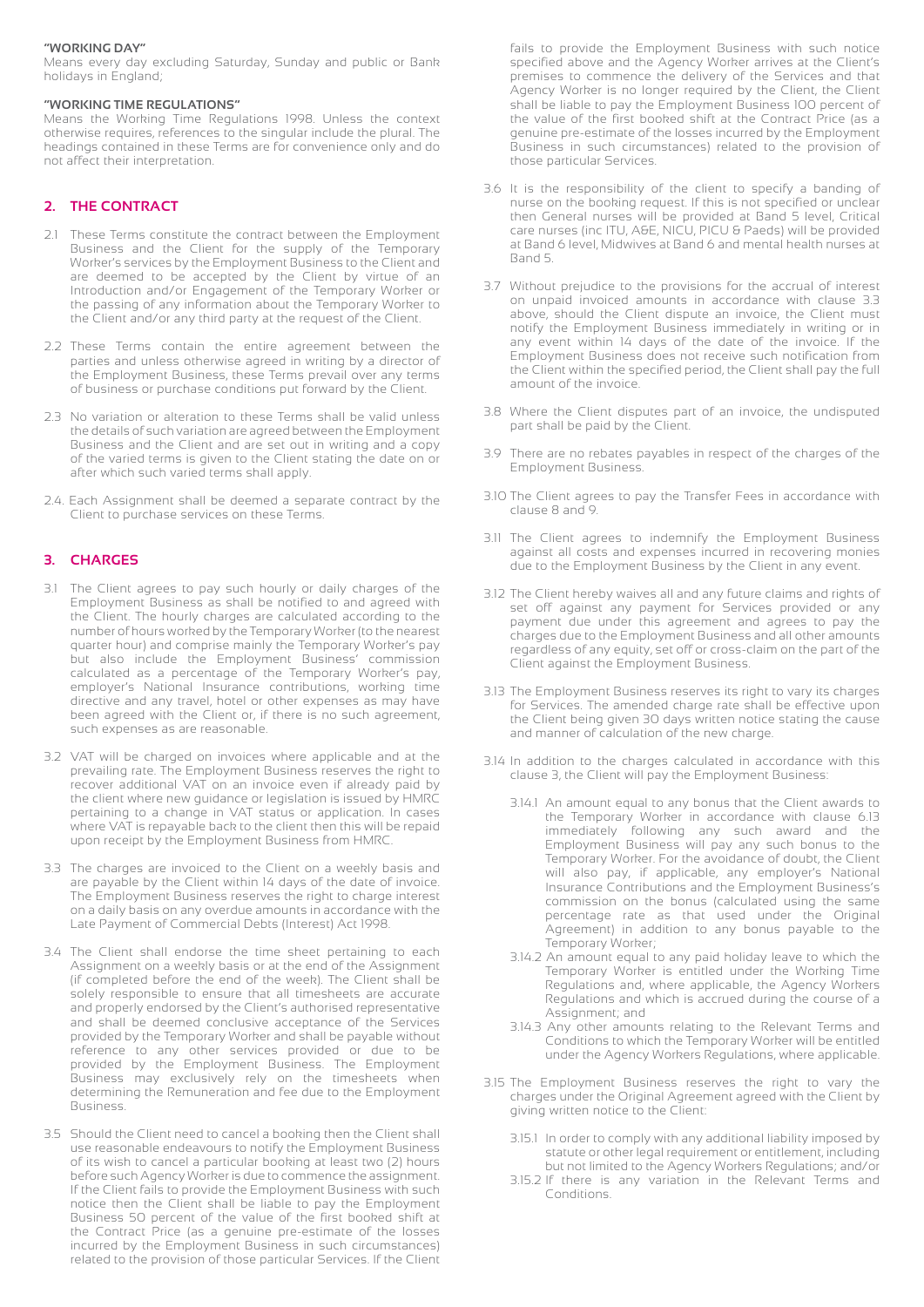**"WORKING DAY"**
Means every day excluding Saturday, Sunday and public or Bank holidays in England;

**"WORKING TIME REGULATIONS"**
Means the Working Time Regulations 1998. Unless the context otherwise requires, references to the singular include the plural. The headings contained in these Terms are for convenience only and do not affect their interpretation.

## 2. THE CONTRACT

2.1 These Terms constitute the contract between the Employment Business and the Client for the supply of the Temporary Worker's services by the Employment Business to the Client and are deemed to be accepted by the Client by virtue of an Introduction and/or Engagement of the Temporary Worker or the passing of any information about the Temporary Worker to the Client and/or any third party at the request of the Client.

2.2 These Terms contain the entire agreement between the parties and unless otherwise agreed in writing by a director of the Employment Business, these Terms prevail over any terms of business or purchase conditions put forward by the Client.

2.3 No variation or alteration to these Terms shall be valid unless the details of such variation are agreed between the Employment Business and the Client and are set out in writing and a copy of the varied terms is given to the Client stating the date on or after which such varied terms shall apply.

2.4. Each Assignment shall be deemed a separate contract by the Client to purchase services on these Terms.

## 3. CHARGES

3.1 The Client agrees to pay such hourly or daily charges of the Employment Business as shall be notified to and agreed with the Client. The hourly charges are calculated according to the number of hours worked by the Temporary Worker (to the nearest quarter hour) and comprise mainly the Temporary Worker's pay but also include the Employment Business' commission calculated as a percentage of the Temporary Worker's pay, employer's National Insurance contributions, working time directive and any travel, hotel or other expenses as may have been agreed with the Client or, if there is no such agreement, such expenses as are reasonable.

3.2 VAT will be charged on invoices where applicable and at the prevailing rate. The Employment Business reserves the right to recover additional VAT on an invoice even if already paid by the client where new guidance or legislation is issued by HMRC pertaining to a change in VAT status or application. In cases where VAT is repayable back to the client then this will be repaid upon receipt by the Employment Business from HMRC.

3.3 The charges are invoiced to the Client on a weekly basis and are payable by the Client within 14 days of the date of invoice. The Employment Business reserves the right to charge interest on a daily basis on any overdue amounts in accordance with the Late Payment of Commercial Debts (Interest) Act 1998.

3.4 The Client shall endorse the time sheet pertaining to each Assignment on a weekly basis or at the end of the Assignment (if completed before the end of the week). The Client shall be solely responsible to ensure that all timesheets are accurate and properly endorsed by the Client's authorised representative and shall be deemed conclusive acceptance of the Services provided by the Temporary Worker and shall be payable without reference to any other services provided or due to be provided by the Employment Business. The Employment Business may exclusively rely on the timesheets when determining the Remuneration and fee due to the Employment Business.

3.5 Should the Client need to cancel a booking then the Client shall use reasonable endeavours to notify the Employment Business of its wish to cancel a particular booking at least two (2) hours before such Agency Worker is due to commence the assignment. If the Client fails to provide the Employment Business with such notice then the Client shall be liable to pay the Employment Business 50 percent of the value of the first booked shift at the Contract Price (as a genuine pre-estimate of the losses incurred by the Employment Business in such circumstances) related to the provision of those particular Services. If the Client fails to provide the Employment Business with such notice specified above and the Agency Worker arrives at the Client's premises to commence the delivery of the Services and that Agency Worker is no longer required by the Client, the Client shall be liable to pay the Employment Business 100 percent of the value of the first booked shift at the Contract Price (as a genuine pre-estimate of the losses incurred by the Employment Business in such circumstances) related to the provision of those particular Services.

3.6 It is the responsibility of the client to specify a banding of nurse on the booking request. If this is not specified or unclear then General nurses will be provided at Band 5 level, Critical care nurses (inc ITU, A&E, NICU, PICU & Paeds) will be provided at Band 6 level, Midwives at Band 6 and mental health nurses at Band 5.

3.7 Without prejudice to the provisions for the accrual of interest on unpaid invoiced amounts in accordance with clause 3.3 above, should the Client dispute an invoice, the Client must notify the Employment Business immediately in writing or in any event within 14 days of the date of the invoice. If the Employment Business does not receive such notification from the Client within the specified period, the Client shall pay the full amount of the invoice.

3.8 Where the Client disputes part of an invoice, the undisputed part shall be paid by the Client.

3.9 There are no rebates payables in respect of the charges of the Employment Business.

3.10 The Client agrees to pay the Transfer Fees in accordance with clause 8 and 9.

3.11 The Client agrees to indemnify the Employment Business against all costs and expenses incurred in recovering monies due to the Employment Business by the Client in any event.

3.12 The Client hereby waives all and any future claims and rights of set off against any payment for Services provided or any payment due under this agreement and agrees to pay the charges due to the Employment Business and all other amounts regardless of any equity, set off or cross-claim on the part of the Client against the Employment Business.

3.13 The Employment Business reserves its right to vary its charges for Services. The amended charge rate shall be effective upon the Client being given 30 days written notice stating the cause and manner of calculation of the new charge.

3.14 In addition to the charges calculated in accordance with this clause 3, the Client will pay the Employment Business:

3.14.1 An amount equal to any bonus that the Client awards to the Temporary Worker in accordance with clause 6.13 immediately following any such award and the Employment Business will pay any such bonus to the Temporary Worker. For the avoidance of doubt, the Client will also pay, if applicable, any employer's National Insurance Contributions and the Employment Business's commission on the bonus (calculated using the same percentage rate as that used under the Original Agreement) in addition to any bonus payable to the Temporary Worker;

3.14.2 An amount equal to any paid holiday leave to which the Temporary Worker is entitled under the Working Time Regulations and, where applicable, the Agency Workers Regulations and which is accrued during the course of a Assignment; and

3.14.3 Any other amounts relating to the Relevant Terms and Conditions to which the Temporary Worker will be entitled under the Agency Workers Regulations, where applicable.

3.15 The Employment Business reserves the right to vary the charges under the Original Agreement agreed with the Client by giving written notice to the Client:

3.15.1 In order to comply with any additional liability imposed by statute or other legal requirement or entitlement, including but not limited to the Agency Workers Regulations; and/or

3.15.2 If there is any variation in the Relevant Terms and Conditions.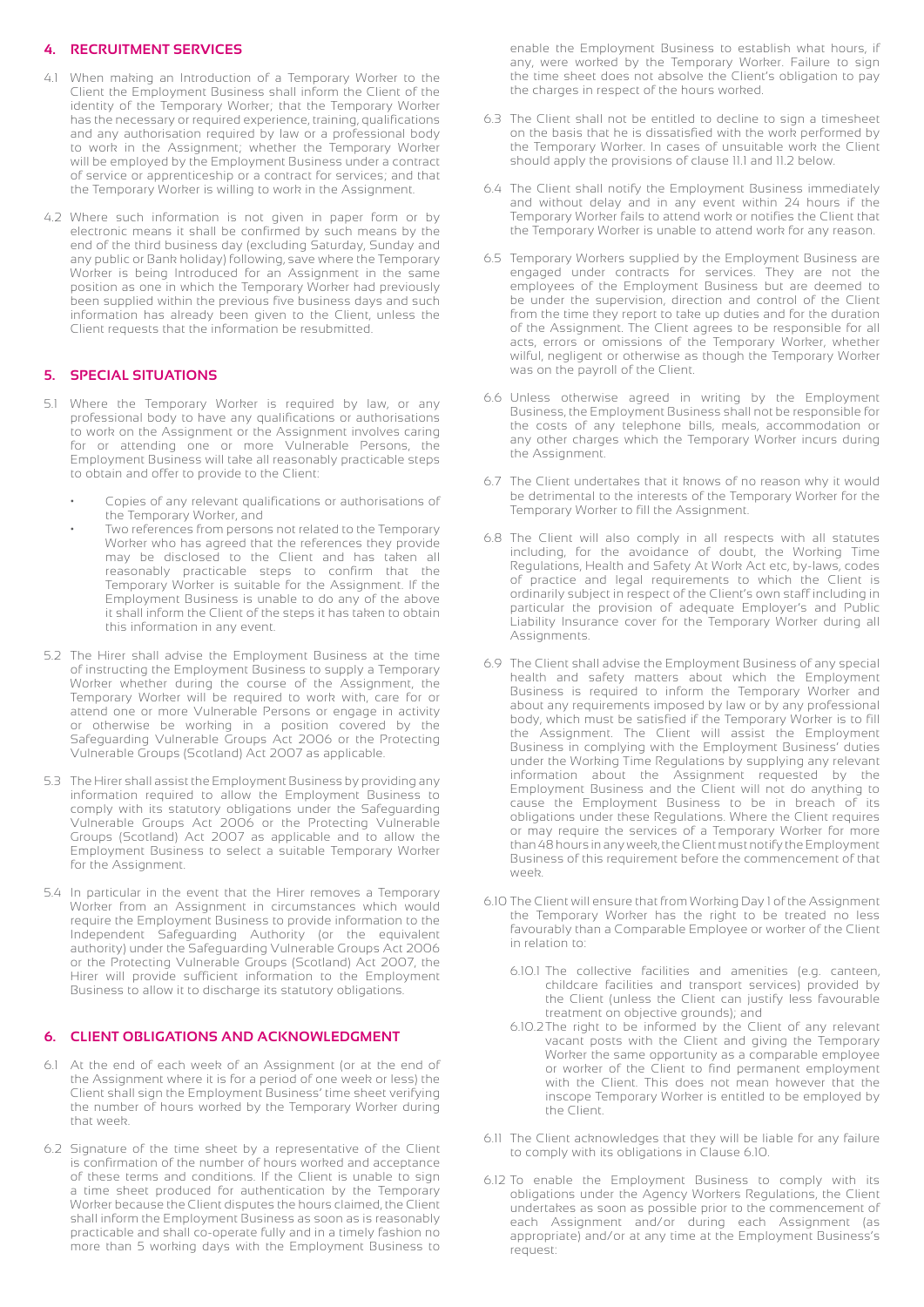## 4. RECRUITMENT SERVICES

4.1 When making an Introduction of a Temporary Worker to the Client the Employment Business shall inform the Client of the identity of the Temporary Worker; that the Temporary Worker has the necessary or required experience, training, qualifications and any authorisation required by law or a professional body to work in the Assignment; whether the Temporary Worker will be employed by the Employment Business under a contract of service or apprenticeship or a contract for services; and that the Temporary Worker is willing to work in the Assignment.

4.2 Where such information is not given in paper form or by electronic means it shall be confirmed by such means by the end of the third business day (excluding Saturday, Sunday and any public or Bank holiday) following, save where the Temporary Worker is being Introduced for an Assignment in the same position as one in which the Temporary Worker had previously been supplied within the previous five business days and such information has already been given to the Client, unless the Client requests that the information be resubmitted.

## 5. SPECIAL SITUATIONS

5.1 Where the Temporary Worker is required by law, or any professional body to have any qualifications or authorisations to work on the Assignment or the Assignment involves caring for or attending one or more Vulnerable Persons, the Employment Business will take all reasonably practicable steps to obtain and offer to provide to the Client:

- Copies of any relevant qualifications or authorisations of the Temporary Worker, and
- Two references from persons not related to the Temporary Worker who has agreed that the references they provide may be disclosed to the Client and has taken all reasonably practicable steps to confirm that the Temporary Worker is suitable for the Assignment. If the Employment Business is unable to do any of the above it shall inform the Client of the steps it has taken to obtain this information in any event.

5.2 The Hirer shall advise the Employment Business at the time of instructing the Employment Business to supply a Temporary Worker whether during the course of the Assignment, the Temporary Worker will be required to work with, care for or attend one or more Vulnerable Persons or engage in activity or otherwise be working in a position covered by the Safeguarding Vulnerable Groups Act 2006 or the Protecting Vulnerable Groups (Scotland) Act 2007 as applicable.

5.3 The Hirer shall assist the Employment Business by providing any information required to allow the Employment Business to comply with its statutory obligations under the Safeguarding Vulnerable Groups Act 2006 or the Protecting Vulnerable Groups (Scotland) Act 2007 as applicable and to allow the Employment Business to select a suitable Temporary Worker for the Assignment.

5.4 In particular in the event that the Hirer removes a Temporary Worker from an Assignment in circumstances which would require the Employment Business to provide information to the Independent Safeguarding Authority (or the equivalent authority) under the Safeguarding Vulnerable Groups Act 2006 or the Protecting Vulnerable Groups (Scotland) Act 2007, the Hirer will provide sufficient information to the Employment Business to allow it to discharge its statutory obligations.

## 6. CLIENT OBLIGATIONS AND ACKNOWLEDGMENT

6.1 At the end of each week of an Assignment (or at the end of the Assignment where it is for a period of one week or less) the Client shall sign the Employment Business' time sheet verifying the number of hours worked by the Temporary Worker during that week.

6.2 Signature of the time sheet by a representative of the Client is confirmation of the number of hours worked and acceptance of these terms and conditions. If the Client is unable to sign a time sheet produced for authentication by the Temporary Worker because the Client disputes the hours claimed, the Client shall inform the Employment Business as soon as is reasonably practicable and shall co-operate fully and in a timely fashion no more than 5 working days with the Employment Business to enable the Employment Business to establish what hours, if any, were worked by the Temporary Worker. Failure to sign the time sheet does not absolve the Client's obligation to pay the charges in respect of the hours worked.

6.3 The Client shall not be entitled to decline to sign a timesheet on the basis that he is dissatisfied with the work performed by the Temporary Worker. In cases of unsuitable work the Client should apply the provisions of clause 11.1 and 11.2 below.

6.4 The Client shall notify the Employment Business immediately and without delay and in any event within 24 hours if the Temporary Worker fails to attend work or notifies the Client that the Temporary Worker is unable to attend work for any reason.

6.5 Temporary Workers supplied by the Employment Business are engaged under contracts for services. They are not the employees of the Employment Business but are deemed to be under the supervision, direction and control of the Client from the time they report to take up duties and for the duration of the Assignment. The Client agrees to be responsible for all acts, errors or omissions of the Temporary Worker, whether wilful, negligent or otherwise as though the Temporary Worker was on the payroll of the Client.

6.6 Unless otherwise agreed in writing by the Employment Business, the Employment Business shall not be responsible for the costs of any telephone bills, meals, accommodation or any other charges which the Temporary Worker incurs during the Assignment.

6.7 The Client undertakes that it knows of no reason why it would be detrimental to the interests of the Temporary Worker for the Temporary Worker to fill the Assignment.

6.8 The Client will also comply in all respects with all statutes including, for the avoidance of doubt, the Working Time Regulations, Health and Safety At Work Act etc, by-laws, codes of practice and legal requirements to which the Client is ordinarily subject in respect of the Client's own staff including in particular the provision of adequate Employer's and Public Liability Insurance cover for the Temporary Worker during all Assignments.

6.9 The Client shall advise the Employment Business of any special health and safety matters about which the Employment Business is required to inform the Temporary Worker and about any requirements imposed by law or by any professional body, which must be satisfied if the Temporary Worker is to fill the Assignment. The Client will assist the Employment Business in complying with the Employment Business' duties under the Working Time Regulations by supplying any relevant information about the Assignment requested by the Employment Business and the Client will not do anything to cause the Employment Business to be in breach of its obligations under these Regulations. Where the Client requires or may require the services of a Temporary Worker for more than 48 hours in any week, the Client must notify the Employment Business of this requirement before the commencement of that week.

6.10 The Client will ensure that from Working Day 1 of the Assignment the Temporary Worker has the right to be treated no less favourably than a Comparable Employee or worker of the Client in relation to:

6.10.1 The collective facilities and amenities (e.g. canteen, childcare facilities and transport services) provided by the Client (unless the Client can justify less favourable treatment on objective grounds); and

6.10.2 The right to be informed by the Client of any relevant vacant posts with the Client and giving the Temporary Worker the same opportunity as a comparable employee or worker of the Client to find permanent employment with the Client. This does not mean however that the inscope Temporary Worker is entitled to be employed by the Client.

6.11 The Client acknowledges that they will be liable for any failure to comply with its obligations in Clause 6.10.

6.12 To enable the Employment Business to comply with its obligations under the Agency Workers Regulations, the Client undertakes as soon as possible prior to the commencement of each Assignment and/or during each Assignment (as appropriate) and/or at any time at the Employment Business's request: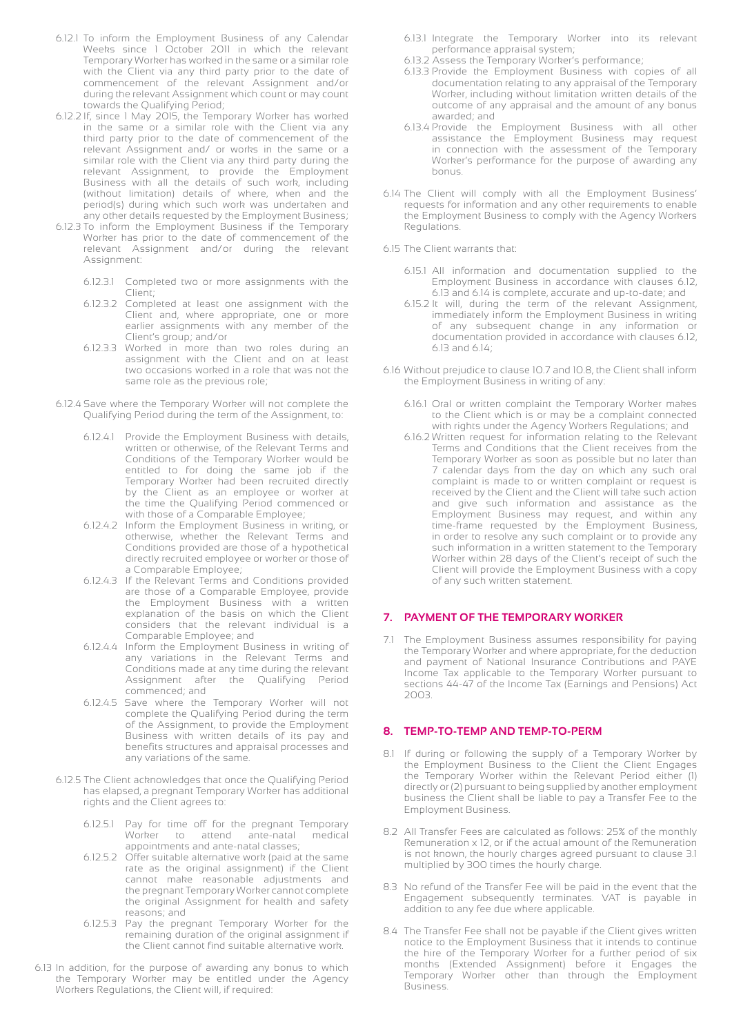6.12.1 To inform the Employment Business of any Calendar Weeks since 1 October 2011 in which the relevant Temporary Worker has worked in the same or a similar role with the Client via any third party prior to the date of commencement of the relevant Assignment and/or during the relevant Assignment which count or may count towards the Qualifying Period;

6.12.2 If, since 1 May 2015, the Temporary Worker has worked in the same or a similar role with the Client via any third party prior to the date of commencement of the relevant Assignment and/ or works in the same or a similar role with the Client via any third party during the relevant Assignment, to provide the Employment Business with all the details of such work, including (without limitation) details of where, when and the period(s) during which such work was undertaken and any other details requested by the Employment Business;

6.12.3 To inform the Employment Business if the Temporary Worker has prior to the date of commencement of the relevant Assignment and/or during the relevant Assignment:

6.12.3.1 Completed two or more assignments with the Client;

6.12.3.2 Completed at least one assignment with the Client and, where appropriate, one or more earlier assignments with any member of the Client's group; and/or

6.12.3.3 Worked in more than two roles during an assignment with the Client and on at least two occasions worked in a role that was not the same role as the previous role;

6.12.4 Save where the Temporary Worker will not complete the Qualifying Period during the term of the Assignment, to:

6.12.4.1 Provide the Employment Business with details, written or otherwise, of the Relevant Terms and Conditions of the Temporary Worker would be entitled to for doing the same job if the Temporary Worker had been recruited directly by the Client as an employee or worker at the time the Qualifying Period commenced or with those of a Comparable Employee;

6.12.4.2 Inform the Employment Business in writing, or otherwise, whether the Relevant Terms and Conditions provided are those of a hypothetical directly recruited employee or worker or those of a Comparable Employee;

6.12.4.3 If the Relevant Terms and Conditions provided are those of a Comparable Employee, provide the Employment Business with a written explanation of the basis on which the Client considers that the relevant individual is a Comparable Employee; and

6.12.4.4 Inform the Employment Business in writing of any variations in the Relevant Terms and Conditions made at any time during the relevant Assignment after the Qualifying Period commenced; and

6.12.4.5 Save where the Temporary Worker will not complete the Qualifying Period during the term of the Assignment, to provide the Employment Business with written details of its pay and benefits structures and appraisal processes and any variations of the same.

6.12.5 The Client acknowledges that once the Qualifying Period has elapsed, a pregnant Temporary Worker has additional rights and the Client agrees to:

6.12.5.1 Pay for time off for the pregnant Temporary Worker to attend ante-natal medical appointments and ante-natal classes;

6.12.5.2 Offer suitable alternative work (paid at the same rate as the original assignment) if the Client cannot make reasonable adjustments and the pregnant Temporary Worker cannot complete the original Assignment for health and safety reasons; and

6.12.5.3 Pay the pregnant Temporary Worker for the remaining duration of the original assignment if the Client cannot find suitable alternative work.

6.13 In addition, for the purpose of awarding any bonus to which the Temporary Worker may be entitled under the Agency Workers Regulations, the Client will, if required:

6.13.1 Integrate the Temporary Worker into its relevant performance appraisal system;

6.13.2 Assess the Temporary Worker's performance;

6.13.3 Provide the Employment Business with copies of all documentation relating to any appraisal of the Temporary Worker, including without limitation written details of the outcome of any appraisal and the amount of any bonus awarded; and

6.13.4 Provide the Employment Business with all other assistance the Employment Business may request in connection with the assessment of the Temporary Worker's performance for the purpose of awarding any bonus.

6.14 The Client will comply with all the Employment Business' requests for information and any other requirements to enable the Employment Business to comply with the Agency Workers Regulations.

6.15 The Client warrants that:

6.15.1 All information and documentation supplied to the Employment Business in accordance with clauses 6.12, 6.13 and 6.14 is complete, accurate and up-to-date; and

6.15.2 It will, during the term of the relevant Assignment, immediately inform the Employment Business in writing of any subsequent change in any information or documentation provided in accordance with clauses 6.12, 6.13 and 6.14;

6.16 Without prejudice to clause 10.7 and 10.8, the Client shall inform the Employment Business in writing of any:

6.16.1 Oral or written complaint the Temporary Worker makes to the Client which is or may be a complaint connected with rights under the Agency Workers Regulations; and

6.16.2 Written request for information relating to the Relevant Terms and Conditions that the Client receives from the Temporary Worker as soon as possible but no later than 7 calendar days from the day on which any such oral complaint is made to or written complaint or request is received by the Client and the Client will take such action and give such information and assistance as the Employment Business may request, and within any time-frame requested by the Employment Business, in order to resolve any such complaint or to provide any such information in a written statement to the Temporary Worker within 28 days of the Client's receipt of such the Client will provide the Employment Business with a copy of any such written statement.

## 7. PAYMENT OF THE TEMPORARY WORKER

7.1 The Employment Business assumes responsibility for paying the Temporary Worker and where appropriate, for the deduction and payment of National Insurance Contributions and PAYE Income Tax applicable to the Temporary Worker pursuant to sections 44-47 of the Income Tax (Earnings and Pensions) Act 2003.

## 8. TEMP-TO-TEMP AND TEMP-TO-PERM

8.1 If during or following the supply of a Temporary Worker by the Employment Business to the Client the Client Engages the Temporary Worker within the Relevant Period either (1) directly or (2) pursuant to being supplied by another employment business the Client shall be liable to pay a Transfer Fee to the Employment Business.

8.2 All Transfer Fees are calculated as follows: 25% of the monthly Remuneration x 12, or if the actual amount of the Remuneration is not known, the hourly charges agreed pursuant to clause 3.1 multiplied by 300 times the hourly charge.

8.3 No refund of the Transfer Fee will be paid in the event that the Engagement subsequently terminates. VAT is payable in addition to any fee due where applicable.

8.4 The Transfer Fee shall not be payable if the Client gives written notice to the Employment Business that it intends to continue the hire of the Temporary Worker for a further period of six months (Extended Assignment) before it Engages the Temporary Worker other than through the Employment Business.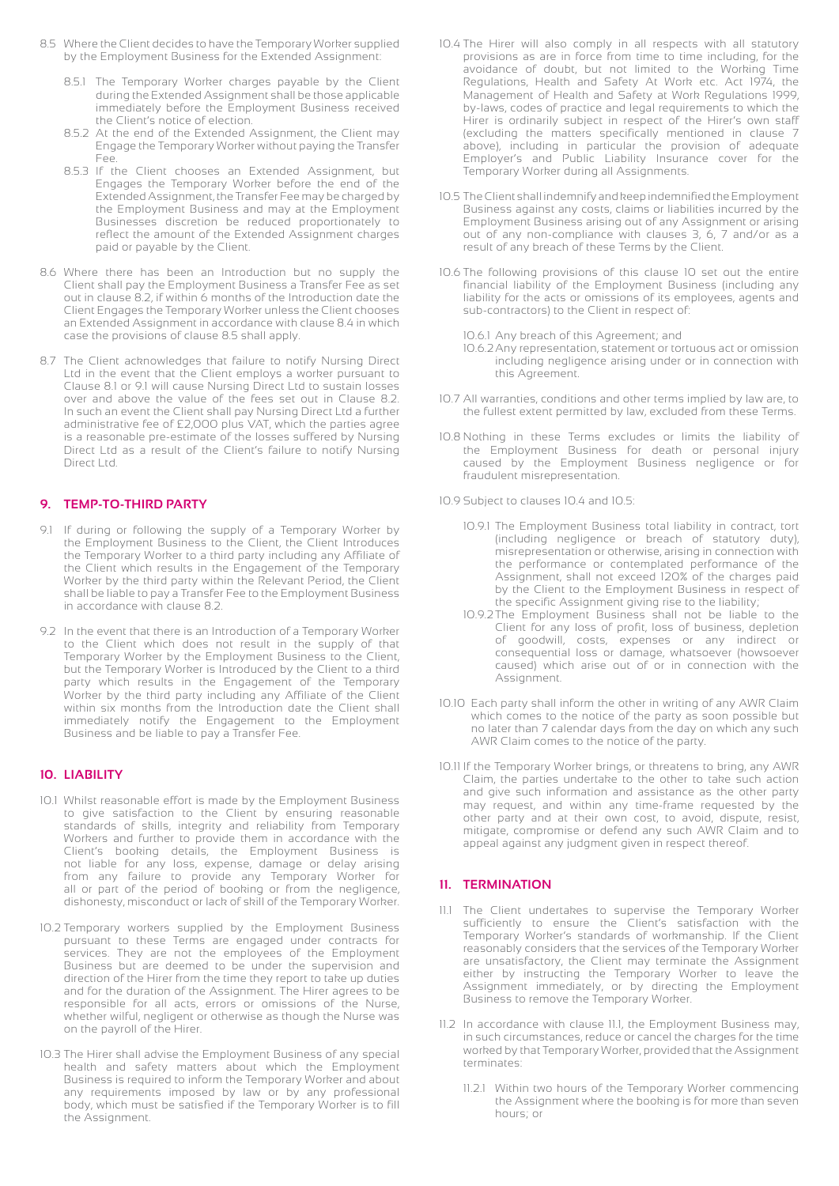8.5 Where the Client decides to have the Temporary Worker supplied by the Employment Business for the Extended Assignment:

8.5.1 The Temporary Worker charges payable by the Client during the Extended Assignment shall be those applicable immediately before the Employment Business received the Client's notice of election.

8.5.2 At the end of the Extended Assignment, the Client may Engage the Temporary Worker without paying the Transfer Fee.

8.5.3 If the Client chooses an Extended Assignment, but Engages the Temporary Worker before the end of the Extended Assignment, the Transfer Fee may be charged by the Employment Business and may at the Employment Businesses discretion be reduced proportionately to reflect the amount of the Extended Assignment charges paid or payable by the Client.

8.6 Where there has been an Introduction but no supply the Client shall pay the Employment Business a Transfer Fee as set out in clause 8.2, if within 6 months of the Introduction date the Client Engages the Temporary Worker unless the Client chooses an Extended Assignment in accordance with clause 8.4 in which case the provisions of clause 8.5 shall apply.

8.7 The Client acknowledges that failure to notify Nursing Direct Ltd in the event that the Client employs a worker pursuant to Clause 8.1 or 9.1 will cause Nursing Direct Ltd to sustain losses over and above the value of the fees set out in Clause 8.2. In such an event the Client shall pay Nursing Direct Ltd a further administrative fee of £2,000 plus VAT, which the parties agree is a reasonable pre-estimate of the losses suffered by Nursing Direct Ltd as a result of the Client's failure to notify Nursing Direct Ltd.

## 9. TEMP-TO-THIRD PARTY

9.1 If during or following the supply of a Temporary Worker by the Employment Business to the Client, the Client Introduces the Temporary Worker to a third party including any Affiliate of the Client which results in the Engagement of the Temporary Worker by the third party within the Relevant Period, the Client shall be liable to pay a Transfer Fee to the Employment Business in accordance with clause 8.2.

9.2 In the event that there is an Introduction of a Temporary Worker to the Client which does not result in the supply of that Temporary Worker by the Employment Business to the Client, but the Temporary Worker is Introduced by the Client to a third party which results in the Engagement of the Temporary Worker by the third party including any Affiliate of the Client within six months from the Introduction date the Client shall immediately notify the Engagement to the Employment Business and be liable to pay a Transfer Fee.

## 10. LIABILITY

10.1 Whilst reasonable effort is made by the Employment Business to give satisfaction to the Client by ensuring reasonable standards of skills, integrity and reliability from Temporary Workers and further to provide them in accordance with the Client's booking details, the Employment Business is not liable for any loss, expense, damage or delay arising from any failure to provide any Temporary Worker for all or part of the period of booking or from the negligence, dishonesty, misconduct or lack of skill of the Temporary Worker.

10.2 Temporary workers supplied by the Employment Business pursuant to these Terms are engaged under contracts for services. They are not the employees of the Employment Business but are deemed to be under the supervision and direction of the Hirer from the time they report to take up duties and for the duration of the Assignment. The Hirer agrees to be responsible for all acts, errors or omissions of the Nurse, whether wilful, negligent or otherwise as though the Nurse was on the payroll of the Hirer.

10.3 The Hirer shall advise the Employment Business of any special health and safety matters about which the Employment Business is required to inform the Temporary Worker and about any requirements imposed by law or by any professional body, which must be satisfied if the Temporary Worker is to fill the Assignment.

10.4 The Hirer will also comply in all respects with all statutory provisions as are in force from time to time including, for the avoidance of doubt, but not limited to the Working Time Regulations, Health and Safety At Work etc. Act 1974, the Management of Health and Safety at Work Regulations 1999, by-laws, codes of practice and legal requirements to which the Hirer is ordinarily subject in respect of the Hirer's own staff (excluding the matters specifically mentioned in clause 7 above), including in particular the provision of adequate Employer's and Public Liability Insurance cover for the Temporary Worker during all Assignments.

10.5 The Client shall indemnify and keep indemnified the Employment Business against any costs, claims or liabilities incurred by the Employment Business arising out of any Assignment or arising out of any non-compliance with clauses 3, 6, 7 and/or as a result of any breach of these Terms by the Client.

10.6 The following provisions of this clause 10 set out the entire financial liability of the Employment Business (including any liability for the acts or omissions of its employees, agents and sub-contractors) to the Client in respect of:

10.6.1 Any breach of this Agreement; and

10.6.2 Any representation, statement or tortuous act or omission including negligence arising under or in connection with this Agreement.

10.7 All warranties, conditions and other terms implied by law are, to the fullest extent permitted by law, excluded from these Terms.

10.8 Nothing in these Terms excludes or limits the liability of the Employment Business for death or personal injury caused by the Employment Business negligence or for fraudulent misrepresentation.

10.9 Subject to clauses 10.4 and 10.5:

10.9.1 The Employment Business total liability in contract, tort (including negligence or breach of statutory duty), misrepresentation or otherwise, arising in connection with the performance or contemplated performance of the Assignment, shall not exceed 120% of the charges paid by the Client to the Employment Business in respect of the specific Assignment giving rise to the liability;

10.9.2 The Employment Business shall not be liable to the Client for any loss of profit, loss of business, depletion of goodwill, costs, expenses or any indirect or consequential loss or damage, whatsoever (howsoever caused) which arise out of or in connection with the Assignment.

10.10 Each party shall inform the other in writing of any AWR Claim which comes to the notice of the party as soon possible but no later than 7 calendar days from the day on which any such AWR Claim comes to the notice of the party.

10.11 If the Temporary Worker brings, or threatens to bring, any AWR Claim, the parties undertake to the other to take such action and give such information and assistance as the other party may request, and within any time-frame requested by the other party and at their own cost, to avoid, dispute, resist, mitigate, compromise or defend any such AWR Claim and to appeal against any judgment given in respect thereof.

## 11. TERMINATION

11.1 The Client undertakes to supervise the Temporary Worker sufficiently to ensure the Client's satisfaction with the Temporary Worker's standards of workmanship. If the Client reasonably considers that the services of the Temporary Worker are unsatisfactory, the Client may terminate the Assignment either by instructing the Temporary Worker to leave the Assignment immediately, or by directing the Employment Business to remove the Temporary Worker.

11.2 In accordance with clause 11.1, the Employment Business may, in such circumstances, reduce or cancel the charges for the time worked by that Temporary Worker, provided that the Assignment terminates:

11.2.1 Within two hours of the Temporary Worker commencing the Assignment where the booking is for more than seven hours; or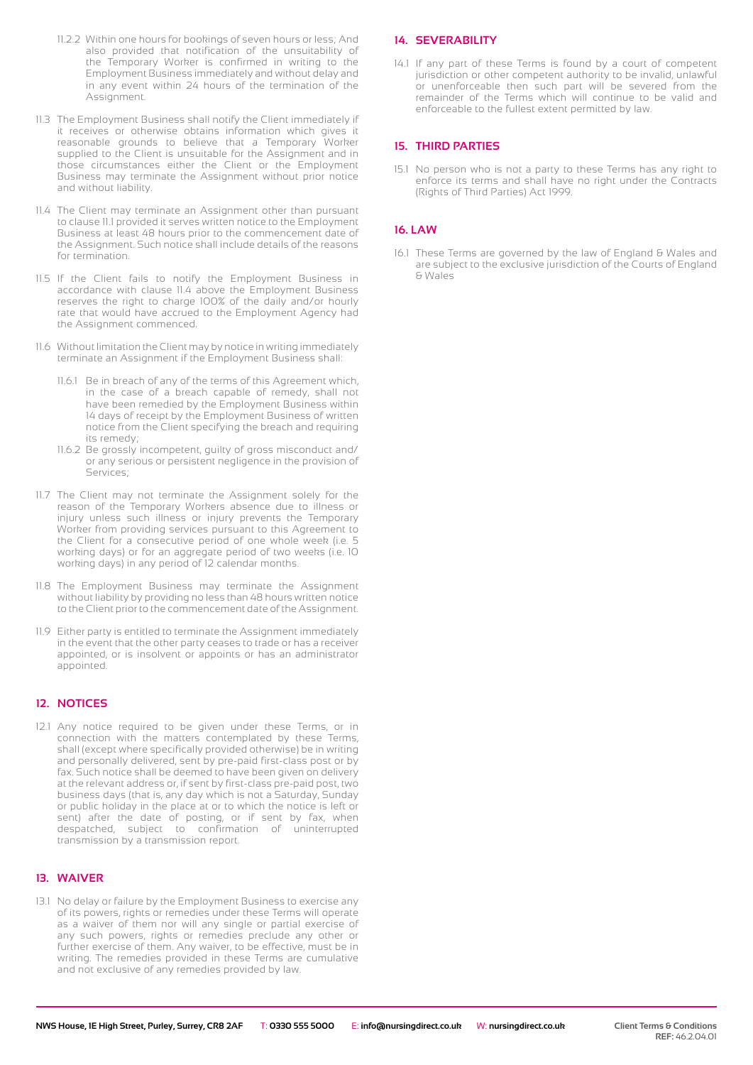11.2.2 Within one hours for bookings of seven hours or less; And also provided that notification of the unsuitability of the Temporary Worker is confirmed in writing to the Employment Business immediately and without delay and in any event within 24 hours of the termination of the Assignment.

11.3 The Employment Business shall notify the Client immediately if it receives or otherwise obtains information which gives it reasonable grounds to believe that a Temporary Worker supplied to the Client is unsuitable for the Assignment and in those circumstances either the Client or the Employment Business may terminate the Assignment without prior notice and without liability.

11.4 The Client may terminate an Assignment other than pursuant to clause 11.1 provided it serves written notice to the Employment Business at least 48 hours prior to the commencement date of the Assignment. Such notice shall include details of the reasons for termination.

11.5 If the Client fails to notify the Employment Business in accordance with clause 11.4 above the Employment Business reserves the right to charge 100% of the daily and/or hourly rate that would have accrued to the Employment Agency had the Assignment commenced.

11.6 Without limitation the Client may by notice in writing immediately terminate an Assignment if the Employment Business shall:

11.6.1 Be in breach of any of the terms of this Agreement which, in the case of a breach capable of remedy, shall not have been remedied by the Employment Business within 14 days of receipt by the Employment Business of written notice from the Client specifying the breach and requiring its remedy;

11.6.2 Be grossly incompetent, guilty of gross misconduct and/ or any serious or persistent negligence in the provision of Services;

11.7 The Client may not terminate the Assignment solely for the reason of the Temporary Workers absence due to illness or injury unless such illness or injury prevents the Temporary Worker from providing services pursuant to this Agreement to the Client for a consecutive period of one whole week (i.e. 5 working days) or for an aggregate period of two weeks (i.e. 10 working days) in any period of 12 calendar months.

11.8 The Employment Business may terminate the Assignment without liability by providing no less than 48 hours written notice to the Client prior to the commencement date of the Assignment.

11.9 Either party is entitled to terminate the Assignment immediately in the event that the other party ceases to trade or has a receiver appointed, or is insolvent or appoints or has an administrator appointed.

## 12. NOTICES

12.1 Any notice required to be given under these Terms, or in connection with the matters contemplated by these Terms, shall (except where specifically provided otherwise) be in writing and personally delivered, sent by pre-paid first-class post or by fax. Such notice shall be deemed to have been given on delivery at the relevant address or, if sent by first-class pre-paid post, two business days (that is, any day which is not a Saturday, Sunday or public holiday in the place at or to which the notice is left or sent) after the date of posting, or if sent by fax, when despatched, subject to confirmation of uninterrupted transmission by a transmission report.

## 13. WAIVER

13.1 No delay or failure by the Employment Business to exercise any of its powers, rights or remedies under these Terms will operate as a waiver of them nor will any single or partial exercise of any such powers, rights or remedies preclude any other or further exercise of them. Any waiver, to be effective, must be in writing. The remedies provided in these Terms are cumulative and not exclusive of any remedies provided by law.

## 14. SEVERABILITY

14.1 If any part of these Terms is found by a court of competent jurisdiction or other competent authority to be invalid, unlawful or unenforceable then such part will be severed from the remainder of the Terms which will continue to be valid and enforceable to the fullest extent permitted by law.

## 15. THIRD PARTIES

15.1 No person who is not a party to these Terms has any right to enforce its terms and shall have no right under the Contracts (Rights of Third Parties) Act 1999.

## 16. LAW

16.1 These Terms are governed by the law of England & Wales and are subject to the exclusive jurisdiction of the Courts of England & Wales

**NWS House, 1E High Street, Purley, Surrey, CR8 2AF** T: **0330 555 5000** E: **info@nursingdirect.co.uk** W: **nursingdirect.co.uk** **Client Terms & Conditions** **REF:** 46.2.04.01